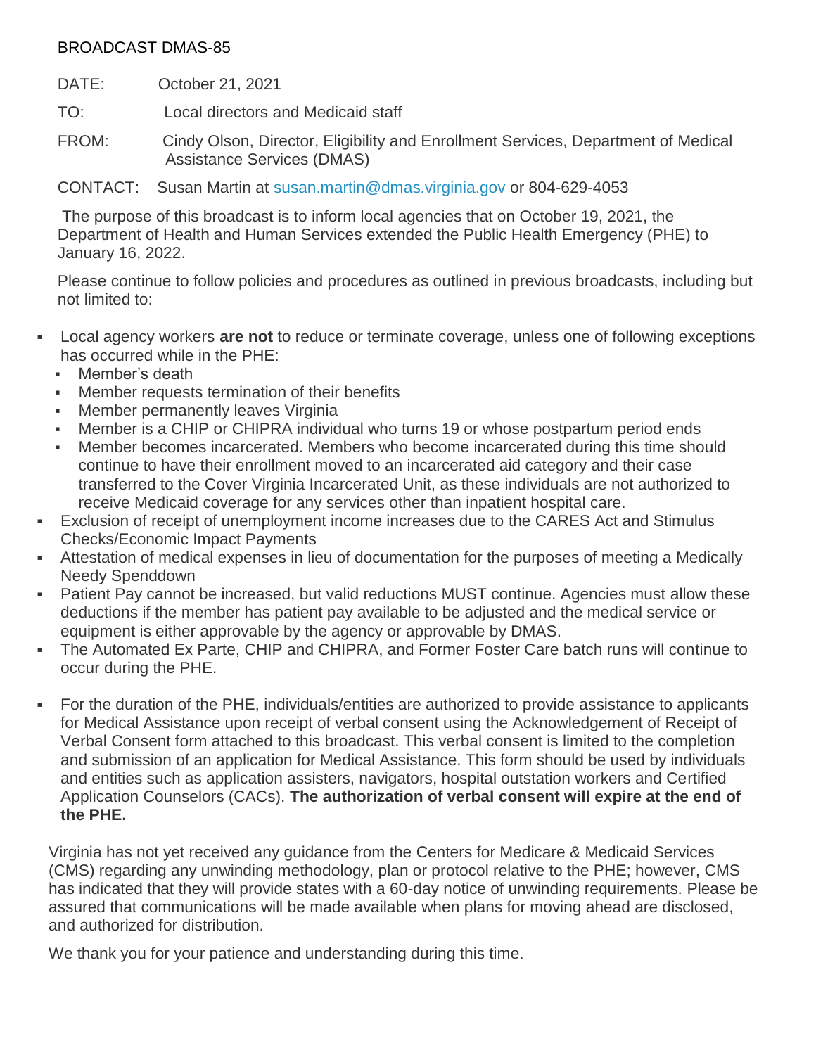BROADCAST DMAS-85

DATE: October 21, 2021

TO: Local directors and Medicaid staff

FROM: Cindy Olson, Director, Eligibility and Enrollment Services, Department of Medical Assistance Services (DMAS)

CONTACT: Susan Martin at susan.martin@dmas.virginia.gov or 804-629-4053

The purpose of this broadcast is to inform local agencies that on October 19, 2021, the Department of Health and Human Services extended the Public Health Emergency (PHE) to January 16, 2022.

Please continue to follow policies and procedures as outlined in previous broadcasts, including but not limited to:

- Local agency workers **are not** to reduce or terminate coverage, unless one of following exceptions has occurred while in the PHE:
  - Member's death
  - Member requests termination of their benefits
  - Member permanently leaves Virginia
  - Member is a CHIP or CHIPRA individual who turns 19 or whose postpartum period ends
  - Member becomes incarcerated. Members who become incarcerated during this time should continue to have their enrollment moved to an incarcerated aid category and their case transferred to the Cover Virginia Incarcerated Unit, as these individuals are not authorized to receive Medicaid coverage for any services other than inpatient hospital care.
- Exclusion of receipt of unemployment income increases due to the CARES Act and Stimulus Checks/Economic Impact Payments
- Attestation of medical expenses in lieu of documentation for the purposes of meeting a Medically Needy Spenddown
- Patient Pay cannot be increased, but valid reductions MUST continue. Agencies must allow these deductions if the member has patient pay available to be adjusted and the medical service or equipment is either approvable by the agency or approvable by DMAS.
- The Automated Ex Parte, CHIP and CHIPRA, and Former Foster Care batch runs will continue to occur during the PHE.
- For the duration of the PHE, individuals/entities are authorized to provide assistance to applicants for Medical Assistance upon receipt of verbal consent using the Acknowledgement of Receipt of Verbal Consent form attached to this broadcast. This verbal consent is limited to the completion and submission of an application for Medical Assistance. This form should be used by individuals and entities such as application assisters, navigators, hospital outstation workers and Certified Application Counselors (CACs). **The authorization of verbal consent will expire at the end of the PHE.**

Virginia has not yet received any guidance from the Centers for Medicare & Medicaid Services (CMS) regarding any unwinding methodology, plan or protocol relative to the PHE; however, CMS has indicated that they will provide states with a 60-day notice of unwinding requirements. Please be assured that communications will be made available when plans for moving ahead are disclosed, and authorized for distribution.

We thank you for your patience and understanding during this time.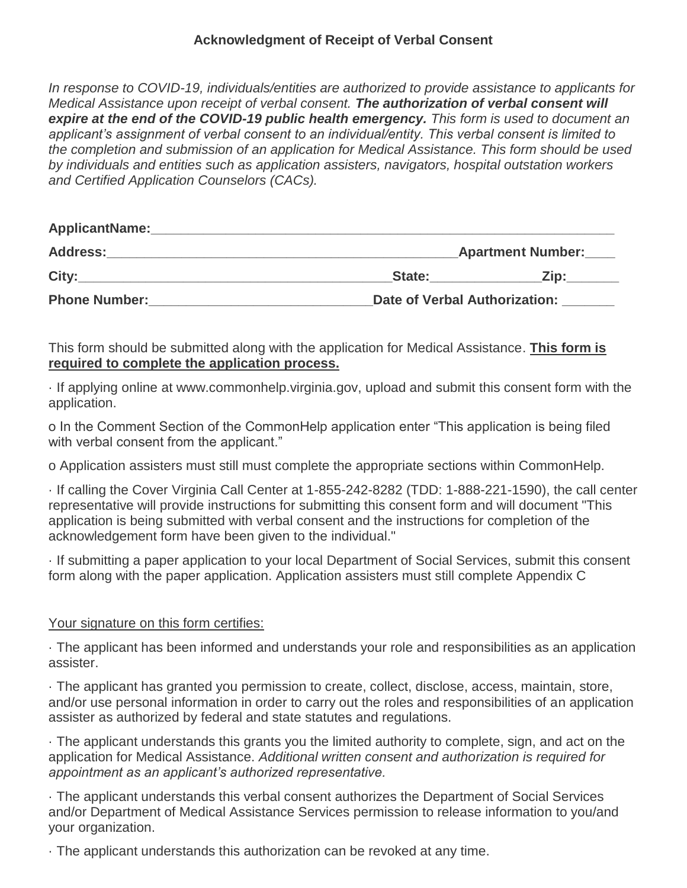## Acknowledgment of Receipt of Verbal Consent

*In response to COVID-19, individuals/entities are authorized to provide assistance to applicants for Medical Assistance upon receipt of verbal consent.* ***The authorization of verbal consent will expire at the end of the COVID-19 public health emergency.*** *This form is used to document an applicant's assignment of verbal consent to an individual/entity. This verbal consent is limited to the completion and submission of an application for Medical Assistance. This form should be used by individuals and entities such as application assisters, navigators, hospital outstation workers and Certified Application Counselors (CACs).*

**ApplicantName:**_______________________________________________________________

**Address:**______________________________________________**Apartment Number:**____

**City:**____________________________________________**State:**_______________**Zip:**_______

**Phone Number:**______________________________**Date of Verbal Authorization:** _______

This form should be submitted along with the application for Medical Assistance. **<u>This form is required to complete the application process.</u>**

· If applying online at www.commonhelp.virginia.gov, upload and submit this consent form with the application.

o In the Comment Section of the CommonHelp application enter "This application is being filed with verbal consent from the applicant."

o Application assisters must still must complete the appropriate sections within CommonHelp.

· If calling the Cover Virginia Call Center at 1-855-242-8282 (TDD: 1-888-221-1590), the call center representative will provide instructions for submitting this consent form and will document "This application is being submitted with verbal consent and the instructions for completion of the acknowledgement form have been given to the individual."

· If submitting a paper application to your local Department of Social Services, submit this consent form along with the paper application. Application assisters must still complete Appendix C

<u>Your signature on this form certifies:</u>

· The applicant has been informed and understands your role and responsibilities as an application assister.

· The applicant has granted you permission to create, collect, disclose, access, maintain, store, and/or use personal information in order to carry out the roles and responsibilities of an application assister as authorized by federal and state statutes and regulations.

· The applicant understands this grants you the limited authority to complete, sign, and act on the application for Medical Assistance. *Additional written consent and authorization is required for appointment as an applicant's authorized representative.*

· The applicant understands this verbal consent authorizes the Department of Social Services and/or Department of Medical Assistance Services permission to release information to you/and your organization.

· The applicant understands this authorization can be revoked at any time.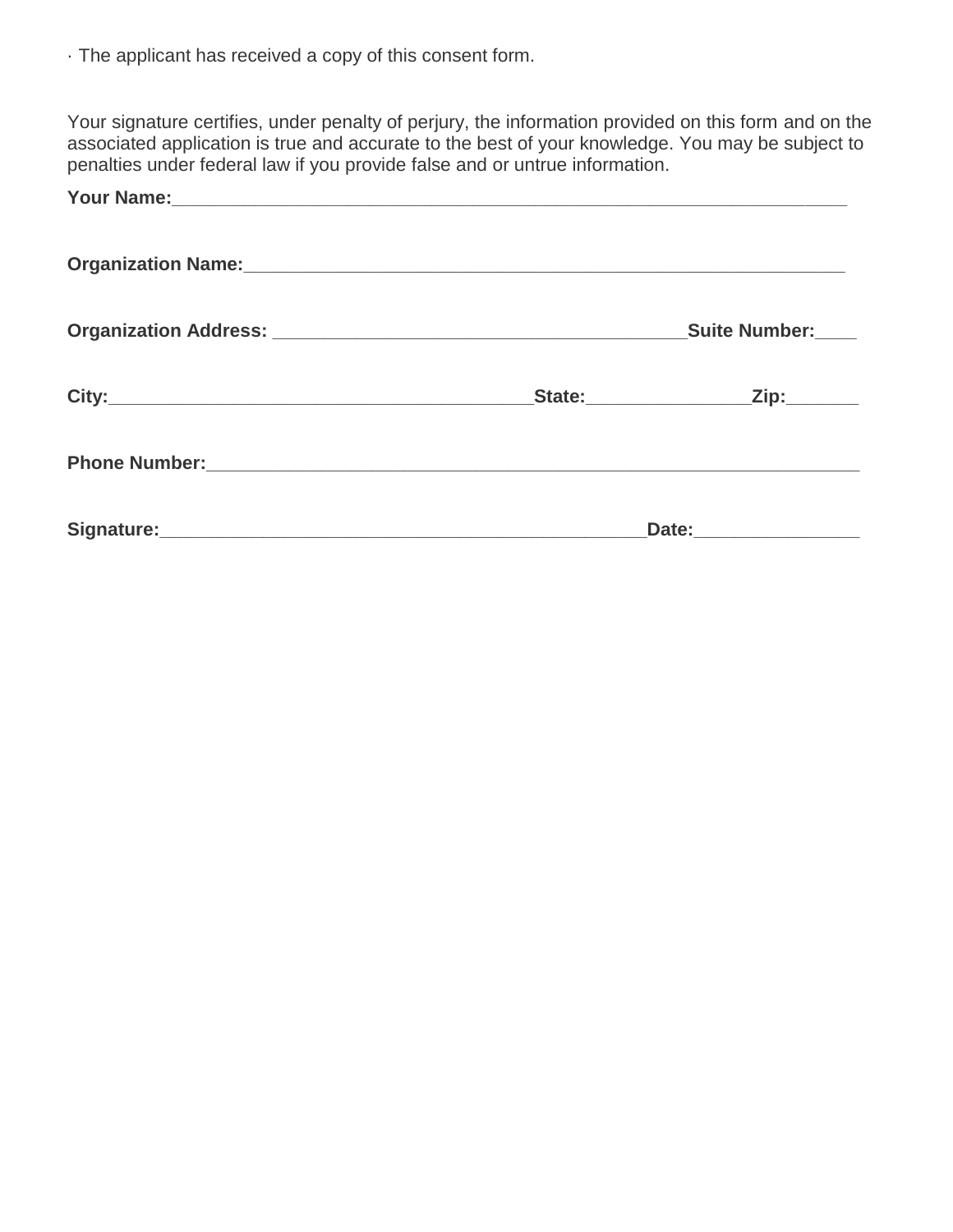· The applicant has received a copy of this consent form.

Your signature certifies, under penalty of perjury, the information provided on this form and on the associated application is true and accurate to the best of your knowledge. You may be subject to penalties under federal law if you provide false and or untrue information.

**Your Name:**_______________________________________________________________________

**Organization Name:**________________________________________________________________

**Organization Address:** ___________________________________________**Suite Number:**____

**City:**____________________________________________**State:**________________**Zip:**_______

**Phone Number:**____________________________________________________________________

**Signature:**__________________________________________________**Date:**________________